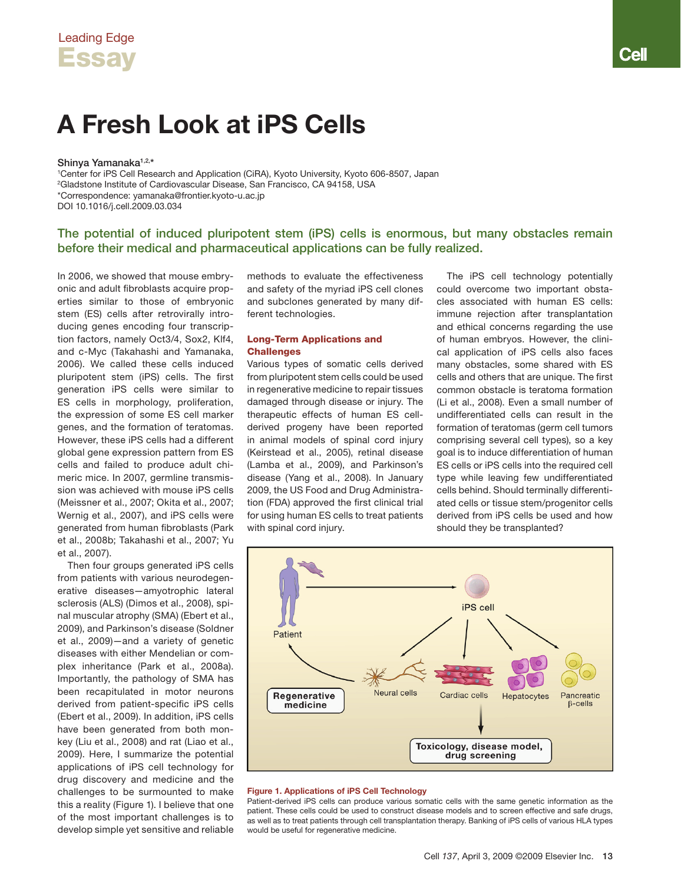Leading Edge

Essay

# A Fresh Look at iPS Cells

Shinya Yamanaka[1,2,*]

[1]Center for iPS Cell Research and Application (CiRA), Kyoto University, Kyoto 606-8507, Japan
[2]Gladstone Institute of Cardiovascular Disease, San Francisco, CA 94158, USA
*Correspondence: yamanaka@frontier.kyoto-u.ac.jp
DOI 10.1016/j.cell.2009.03.034

**The potential of induced pluripotent stem (iPS) cells is enormous, but many obstacles remain before their medical and pharmaceutical applications can be fully realized.**

In 2006, we showed that mouse embryonic and adult fibroblasts acquire properties similar to those of embryonic stem (ES) cells after retrovirally introducing genes encoding four transcription factors, namely Oct3/4, Sox2, Klf4, and c-Myc (Takahashi and Yamanaka, 2006). We called these cells induced pluripotent stem (iPS) cells. The first generation iPS cells were similar to ES cells in morphology, proliferation, the expression of some ES cell marker genes, and the formation of teratomas. However, these iPS cells had a different global gene expression pattern from ES cells and failed to produce adult chimeric mice. In 2007, germline transmission was achieved with mouse iPS cells (Meissner et al., 2007; Okita et al., 2007; Wernig et al., 2007), and iPS cells were generated from human fibroblasts (Park et al., 2008b; Takahashi et al., 2007; Yu et al., 2007).

Then four groups generated iPS cells from patients with various neurodegenerative diseases—amyotrophic lateral sclerosis (ALS) (Dimos et al., 2008), spinal muscular atrophy (SMA) (Ebert et al., 2009), and Parkinson's disease (Soldner et al., 2009)—and a variety of genetic diseases with either Mendelian or complex inheritance (Park et al., 2008a). Importantly, the pathology of SMA has been recapitulated in motor neurons derived from patient-specific iPS cells (Ebert et al., 2009). In addition, iPS cells have been generated from both monkey (Liu et al., 2008) and rat (Liao et al., 2009). Here, I summarize the potential applications of iPS cell technology for drug discovery and medicine and the challenges to be surmounted to make this a reality (Figure 1). I believe that one of the most important challenges is to develop simple yet sensitive and reliable methods to evaluate the effectiveness and safety of the myriad iPS cell clones and subclones generated by many different technologies.

## Long-Term Applications and Challenges

Various types of somatic cells derived from pluripotent stem cells could be used in regenerative medicine to repair tissues damaged through disease or injury. The therapeutic effects of human ES cell-derived progeny have been reported in animal models of spinal cord injury (Keirstead et al., 2005), retinal disease (Lamba et al., 2009), and Parkinson's disease (Yang et al., 2008). In January 2009, the US Food and Drug Administration (FDA) approved the first clinical trial for using human ES cells to treat patients with spinal cord injury.

The iPS cell technology potentially could overcome two important obstacles associated with human ES cells: immune rejection after transplantation and ethical concerns regarding the use of human embryos. However, the clinical application of iPS cells also faces many obstacles, some shared with ES cells and others that are unique. The first common obstacle is teratoma formation (Li et al., 2008). Even a small number of undifferentiated cells can result in the formation of teratomas (germ cell tumors comprising several cell types), so a key goal is to induce differentiation of human ES cells or iPS cells into the required cell type while leaving few undifferentiated cells behind. Should terminally differentiated cells or tissue stem/progenitor cells derived from iPS cells be used and how should they be transplanted?

**Figure 1. Applications of iPS Cell Technology**
Patient-derived iPS cells can produce various somatic cells with the same genetic information as the patient. These cells could be used to construct disease models and to screen effective and safe drugs, as well as to treat patients through cell transplantation therapy. Banking of iPS cells of various HLA types would be useful for regenerative medicine.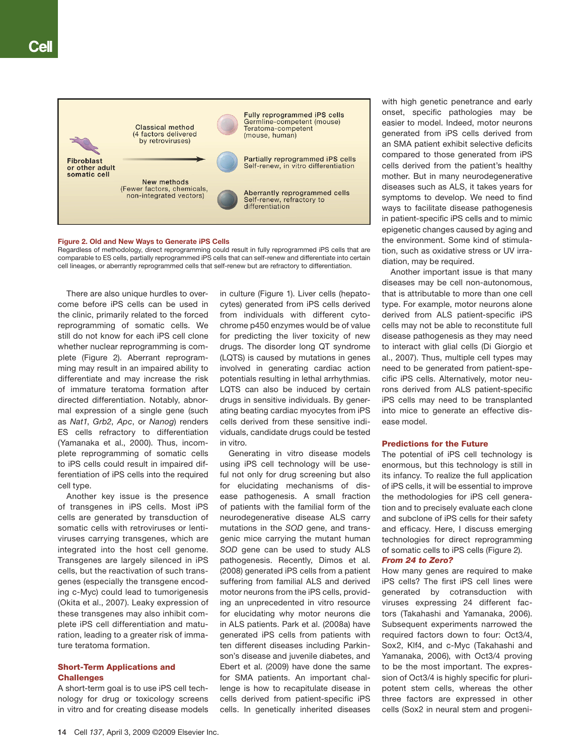Classical method
(4 factors delivered
by retroviruses)

Fibroblast
or other adult
somatic cell

New methods
(Fewer factors, chemicals,
non-integrated vectors)

Fully reprogrammed iPS cells
Germline-competent (mouse)
Teratoma-competent
(mouse, human)

Partially reprogrammed iPS cells
Self-renew, in vitro differentiation

Aberrantly reprogrammed cells
Self-renew, refractory to
differentiation

**Figure 2. Old and New Ways to Generate iPS Cells**
Regardless of methodology, direct reprogramming could result in fully reprogrammed iPS cells that are comparable to ES cells, partially reprogrammed iPS cells that can self-renew and differentiate into certain cell lineages, or aberrantly reprogrammed cells that self-renew but are refractory to differentiation.

There are also unique hurdles to overcome before iPS cells can be used in the clinic, primarily related to the forced reprogramming of somatic cells. We still do not know for each iPS cell clone whether nuclear reprogramming is complete (Figure 2). Aberrant reprogramming may result in an impaired ability to differentiate and may increase the risk of immature teratoma formation after directed differentiation. Notably, abnormal expression of a single gene (such as *Nat1*, *Grb2*, *Apc*, or *Nanog*) renders ES cells refractory to differentiation (Yamanaka et al., 2000). Thus, incomplete reprogramming of somatic cells to iPS cells could result in impaired differentiation of iPS cells into the required cell type.

Another key issue is the presence of transgenes in iPS cells. Most iPS cells are generated by transduction of somatic cells with retroviruses or lentiviruses carrying transgenes, which are integrated into the host cell genome. Transgenes are largely silenced in iPS cells, but the reactivation of such transgenes (especially the transgene encoding c-Myc) could lead to tumorigenesis (Okita et al., 2007). Leaky expression of these transgenes may also inhibit complete iPS cell differentiation and maturation, leading to a greater risk of immature teratoma formation.

## Short-Term Applications and Challenges

A short-term goal is to use iPS cell technology for drug or toxicology screens in vitro and for creating disease models in culture (Figure 1). Liver cells (hepatocytes) generated from iPS cells derived from individuals with different cytochrome p450 enzymes would be of value for predicting the liver toxicity of new drugs. The disorder long QT syndrome (LQTS) is caused by mutations in genes involved in generating cardiac action potentials resulting in lethal arrhythmias. LQTS can also be induced by certain drugs in sensitive individuals. By generating beating cardiac myocytes from iPS cells derived from these sensitive individuals, candidate drugs could be tested in vitro.

Generating in vitro disease models using iPS cell technology will be useful not only for drug screening but also for elucidating mechanisms of disease pathogenesis. A small fraction of patients with the familial form of the neurodegenerative disease ALS carry mutations in the *SOD* gene, and transgenic mice carrying the mutant human *SOD* gene can be used to study ALS pathogenesis. Recently, Dimos et al. (2008) generated iPS cells from a patient suffering from familial ALS and derived motor neurons from the iPS cells, providing an unprecedented in vitro resource for elucidating why motor neurons die in ALS patients. Park et al. (2008a) have generated iPS cells from patients with ten different diseases including Parkinson's disease and juvenile diabetes, and Ebert et al. (2009) have done the same for SMA patients. An important challenge is how to recapitulate disease in cells derived from patient-specific iPS cells. In genetically inherited diseases with high genetic penetrance and early onset, specific pathologies may be easier to model. Indeed, motor neurons generated from iPS cells derived from an SMA patient exhibit selective deficits compared to those generated from iPS cells derived from the patient's healthy mother. But in many neurodegenerative diseases such as ALS, it takes years for symptoms to develop. We need to find ways to facilitate disease pathogenesis in patient-specific iPS cells and to mimic epigenetic changes caused by aging and the environment. Some kind of stimulation, such as oxidative stress or UV irradiation, may be required.

Another important issue is that many diseases may be cell non-autonomous, that is attributable to more than one cell type. For example, motor neurons alone derived from ALS patient-specific iPS cells may not be able to reconstitute full disease pathogenesis as they may need to interact with glial cells (Di Giorgio et al., 2007). Thus, multiple cell types may need to be generated from patient-specific iPS cells. Alternatively, motor neurons derived from ALS patient-specific iPS cells may need to be transplanted into mice to generate an effective disease model.

## Predictions for the Future

The potential of iPS cell technology is enormous, but this technology is still in its infancy. To realize the full application of iPS cells, it will be essential to improve the methodologies for iPS cell generation and to precisely evaluate each clone and subclone of iPS cells for their safety and efficacy. Here, I discuss emerging technologies for direct reprogramming of somatic cells to iPS cells (Figure 2).

### *From 24 to Zero?*

How many genes are required to make iPS cells? The first iPS cell lines were generated by cotransduction with viruses expressing 24 different factors (Takahashi and Yamanaka, 2006). Subsequent experiments narrowed the required factors down to four: Oct3/4, Sox2, Klf4, and c-Myc (Takahashi and Yamanaka, 2006), with Oct3/4 proving to be the most important. The expression of Oct3/4 is highly specific for pluripotent stem cells, whereas the other three factors are expressed in other cells (Sox2 in neural stem and progeni-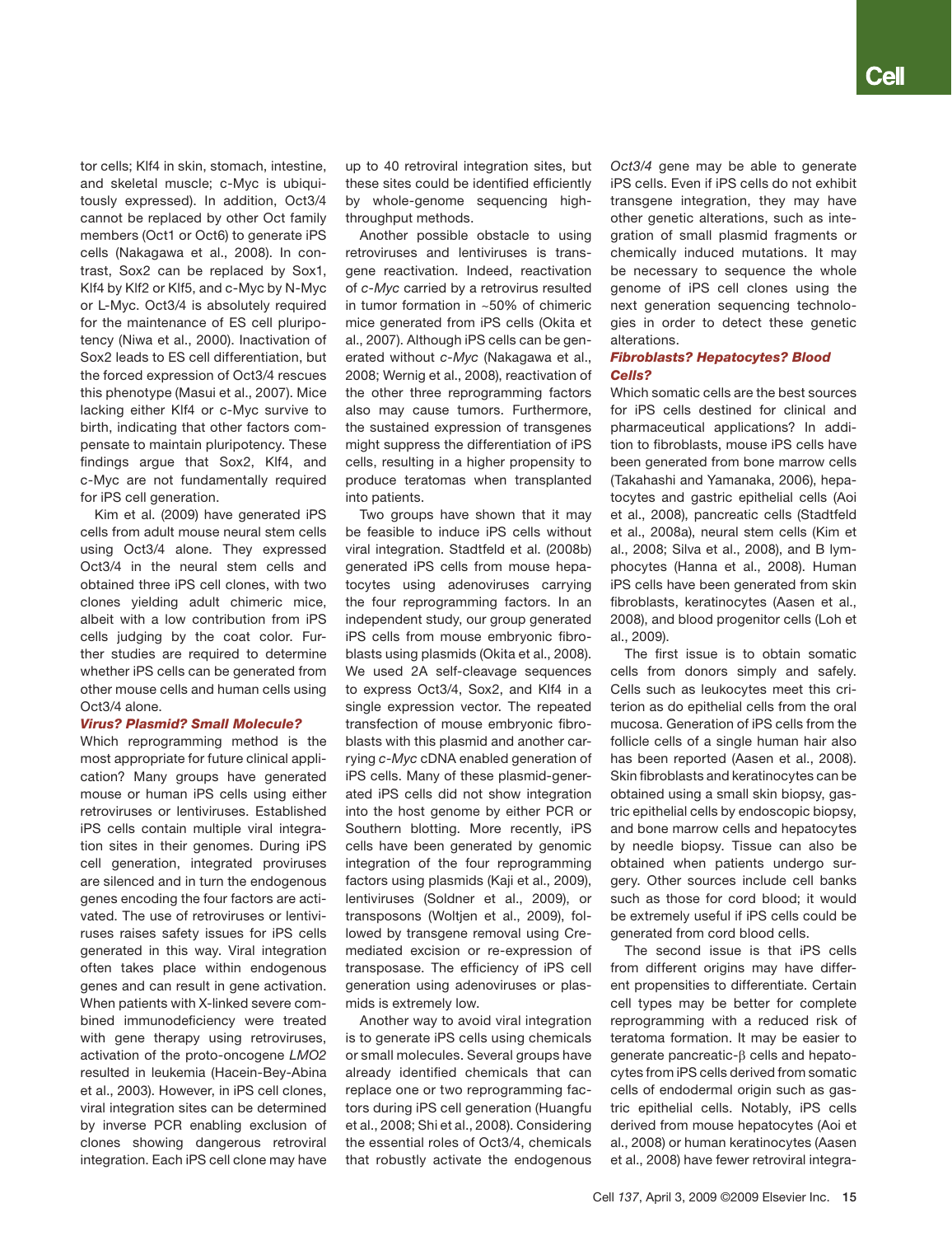tor cells; Klf4 in skin, stomach, intestine, and skeletal muscle; c-Myc is ubiquitously expressed). In addition, Oct3/4 cannot be replaced by other Oct family members (Oct1 or Oct6) to generate iPS cells (Nakagawa et al., 2008). In contrast, Sox2 can be replaced by Sox1, Klf4 by Klf2 or Klf5, and c-Myc by N-Myc or L-Myc. Oct3/4 is absolutely required for the maintenance of ES cell pluripotency (Niwa et al., 2000). Inactivation of Sox2 leads to ES cell differentiation, but the forced expression of Oct3/4 rescues this phenotype (Masui et al., 2007). Mice lacking either Klf4 or c-Myc survive to birth, indicating that other factors compensate to maintain pluripotency. These findings argue that Sox2, Klf4, and c-Myc are not fundamentally required for iPS cell generation.

Kim et al. (2009) have generated iPS cells from adult mouse neural stem cells using Oct3/4 alone. They expressed Oct3/4 in the neural stem cells and obtained three iPS cell clones, with two clones yielding adult chimeric mice, albeit with a low contribution from iPS cells judging by the coat color. Further studies are required to determine whether iPS cells can be generated from other mouse cells and human cells using Oct3/4 alone.

### *Virus? Plasmid? Small Molecule?*

Which reprogramming method is the most appropriate for future clinical application? Many groups have generated mouse or human iPS cells using either retroviruses or lentiviruses. Established iPS cells contain multiple viral integration sites in their genomes. During iPS cell generation, integrated proviruses are silenced and in turn the endogenous genes encoding the four factors are activated. The use of retroviruses or lentiviruses raises safety issues for iPS cells generated in this way. Viral integration often takes place within endogenous genes and can result in gene activation. When patients with X-linked severe combined immunodeficiency were treated with gene therapy using retroviruses, activation of the proto-oncogene *LMO2* resulted in leukemia (Hacein-Bey-Abina et al., 2003). However, in iPS cell clones, viral integration sites can be determined by inverse PCR enabling exclusion of clones showing dangerous retroviral integration. Each iPS cell clone may have up to 40 retroviral integration sites, but these sites could be identified efficiently by whole-genome sequencing high-throughput methods.

Another possible obstacle to using retroviruses and lentiviruses is transgene reactivation. Indeed, reactivation of *c-Myc* carried by a retrovirus resulted in tumor formation in ~50% of chimeric mice generated from iPS cells (Okita et al., 2007). Although iPS cells can be generated without *c-Myc* (Nakagawa et al., 2008; Wernig et al., 2008), reactivation of the other three reprogramming factors also may cause tumors. Furthermore, the sustained expression of transgenes might suppress the differentiation of iPS cells, resulting in a higher propensity to produce teratomas when transplanted into patients.

Two groups have shown that it may be feasible to induce iPS cells without viral integration. Stadtfeld et al. (2008b) generated iPS cells from mouse hepatocytes using adenoviruses carrying the four reprogramming factors. In an independent study, our group generated iPS cells from mouse embryonic fibroblasts using plasmids (Okita et al., 2008). We used 2A self-cleavage sequences to express Oct3/4, Sox2, and Klf4 in a single expression vector. The repeated transfection of mouse embryonic fibroblasts with this plasmid and another carrying *c-Myc* cDNA enabled generation of iPS cells. Many of these plasmid-generated iPS cells did not show integration into the host genome by either PCR or Southern blotting. More recently, iPS cells have been generated by genomic integration of the four reprogramming factors using plasmids (Kaji et al., 2009), lentiviruses (Soldner et al., 2009), or transposons (Woltjen et al., 2009), followed by transgene removal using Cre-mediated excision or re-expression of transposase. The efficiency of iPS cell generation using adenoviruses or plasmids is extremely low.

Another way to avoid viral integration is to generate iPS cells using chemicals or small molecules. Several groups have already identified chemicals that can replace one or two reprogramming factors during iPS cell generation (Huangfu et al., 2008; Shi et al., 2008). Considering the essential roles of Oct3/4, chemicals that robustly activate the endogenous *Oct3/4* gene may be able to generate iPS cells. Even if iPS cells do not exhibit transgene integration, they may have other genetic alterations, such as integration of small plasmid fragments or chemically induced mutations. It may be necessary to sequence the whole genome of iPS cell clones using the next generation sequencing technologies in order to detect these genetic alterations.

### *Fibroblasts? Hepatocytes? Blood Cells?*

Which somatic cells are the best sources for iPS cells destined for clinical and pharmaceutical applications? In addition to fibroblasts, mouse iPS cells have been generated from bone marrow cells (Takahashi and Yamanaka, 2006), hepatocytes and gastric epithelial cells (Aoi et al., 2008), pancreatic cells (Stadtfeld et al., 2008a), neural stem cells (Kim et al., 2008; Silva et al., 2008), and B lymphocytes (Hanna et al., 2008). Human iPS cells have been generated from skin fibroblasts, keratinocytes (Aasen et al., 2008), and blood progenitor cells (Loh et al., 2009).

The first issue is to obtain somatic cells from donors simply and safely. Cells such as leukocytes meet this criterion as do epithelial cells from the oral mucosa. Generation of iPS cells from the follicle cells of a single human hair also has been reported (Aasen et al., 2008). Skin fibroblasts and keratinocytes can be obtained using a small skin biopsy, gastric epithelial cells by endoscopic biopsy, and bone marrow cells and hepatocytes by needle biopsy. Tissue can also be obtained when patients undergo surgery. Other sources include cell banks such as those for cord blood; it would be extremely useful if iPS cells could be generated from cord blood cells.

The second issue is that iPS cells from different origins may have different propensities to differentiate. Certain cell types may be better for complete reprogramming with a reduced risk of teratoma formation. It may be easier to generate pancreatic-$\beta$ cells and hepatocytes from iPS cells derived from somatic cells of endodermal origin such as gastric epithelial cells. Notably, iPS cells derived from mouse hepatocytes (Aoi et al., 2008) or human keratinocytes (Aasen et al., 2008) have fewer retroviral integra-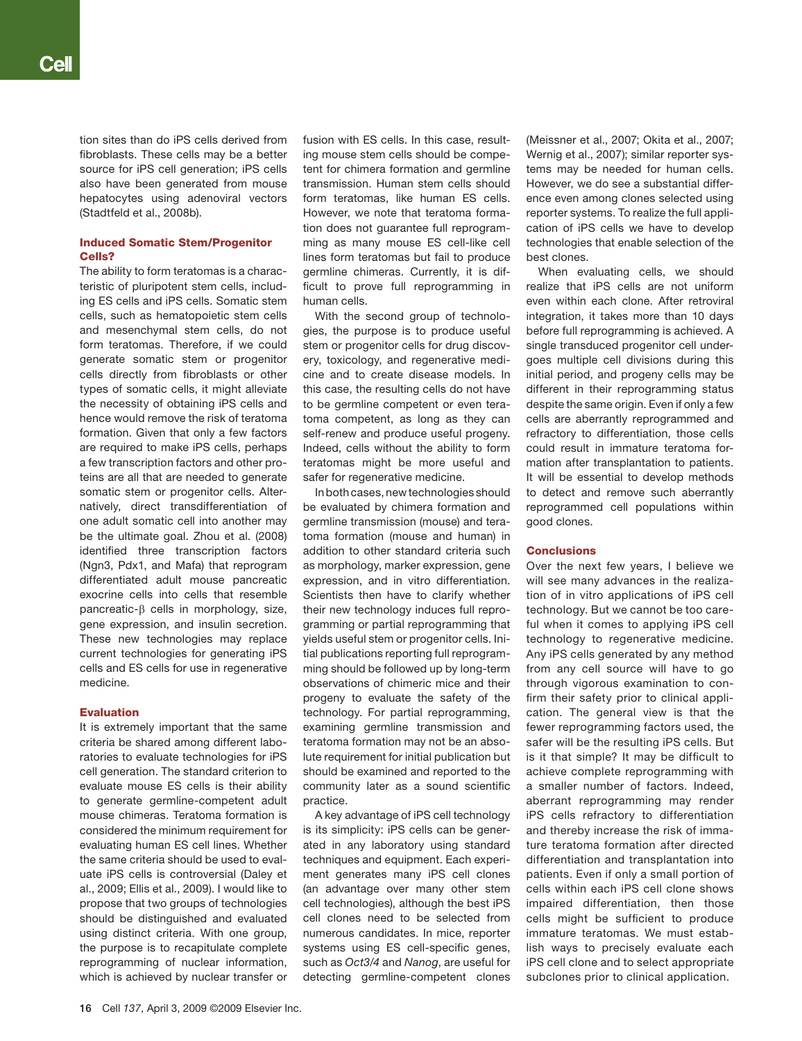tion sites than do iPS cells derived from fibroblasts. These cells may be a better source for iPS cell generation; iPS cells also have been generated from mouse hepatocytes using adenoviral vectors (Stadtfeld et al., 2008b).

### Induced Somatic Stem/Progenitor Cells?

The ability to form teratomas is a characteristic of pluripotent stem cells, including ES cells and iPS cells. Somatic stem cells, such as hematopoietic stem cells and mesenchymal stem cells, do not form teratomas. Therefore, if we could generate somatic stem or progenitor cells directly from fibroblasts or other types of somatic cells, it might alleviate the necessity of obtaining iPS cells and hence would remove the risk of teratoma formation. Given that only a few factors are required to make iPS cells, perhaps a few transcription factors and other proteins are all that are needed to generate somatic stem or progenitor cells. Alternatively, direct transdifferentiation of one adult somatic cell into another may be the ultimate goal. Zhou et al. (2008) identified three transcription factors (Ngn3, Pdx1, and Mafa) that reprogram differentiated adult mouse pancreatic exocrine cells into cells that resemble pancreatic-β cells in morphology, size, gene expression, and insulin secretion. These new technologies may replace current technologies for generating iPS cells and ES cells for use in regenerative medicine.

### Evaluation

It is extremely important that the same criteria be shared among different laboratories to evaluate technologies for iPS cell generation. The standard criterion to evaluate mouse ES cells is their ability to generate germline-competent adult mouse chimeras. Teratoma formation is considered the minimum requirement for evaluating human ES cell lines. Whether the same criteria should be used to evaluate iPS cells is controversial (Daley et al., 2009; Ellis et al., 2009). I would like to propose that two groups of technologies should be distinguished and evaluated using distinct criteria. With one group, the purpose is to recapitulate complete reprogramming of nuclear information, which is achieved by nuclear transfer or fusion with ES cells. In this case, resulting mouse stem cells should be competent for chimera formation and germline transmission. Human stem cells should form teratomas, like human ES cells. However, we note that teratoma formation does not guarantee full reprogramming as many mouse ES cell-like cell lines form teratomas but fail to produce germline chimeras. Currently, it is difficult to prove full reprogramming in human cells.

With the second group of technologies, the purpose is to produce useful stem or progenitor cells for drug discovery, toxicology, and regenerative medicine and to create disease models. In this case, the resulting cells do not have to be germline competent or even teratoma competent, as long as they can self-renew and produce useful progeny. Indeed, cells without the ability to form teratomas might be more useful and safer for regenerative medicine.

In both cases, new technologies should be evaluated by chimera formation and germline transmission (mouse) and teratoma formation (mouse and human) in addition to other standard criteria such as morphology, marker expression, gene expression, and in vitro differentiation. Scientists then have to clarify whether their new technology induces full reprogramming or partial reprogramming that yields useful stem or progenitor cells. Initial publications reporting full reprogramming should be followed up by long-term observations of chimeric mice and their progeny to evaluate the safety of the technology. For partial reprogramming, examining germline transmission and teratoma formation may not be an absolute requirement for initial publication but should be examined and reported to the community later as a sound scientific practice.

A key advantage of iPS cell technology is its simplicity: iPS cells can be generated in any laboratory using standard techniques and equipment. Each experiment generates many iPS cell clones (an advantage over many other stem cell technologies), although the best iPS cell clones need to be selected from numerous candidates. In mice, reporter systems using ES cell-specific genes, such as *Oct3/4* and *Nanog*, are useful for detecting germline-competent clones (Meissner et al., 2007; Okita et al., 2007; Wernig et al., 2007); similar reporter systems may be needed for human cells. However, we do see a substantial difference even among clones selected using reporter systems. To realize the full application of iPS cells we have to develop technologies that enable selection of the best clones.

When evaluating cells, we should realize that iPS cells are not uniform even within each clone. After retroviral integration, it takes more than 10 days before full reprogramming is achieved. A single transduced progenitor cell undergoes multiple cell divisions during this initial period, and progeny cells may be different in their reprogramming status despite the same origin. Even if only a few cells are aberrantly reprogrammed and refractory to differentiation, those cells could result in immature teratoma formation after transplantation to patients. It will be essential to develop methods to detect and remove such aberrantly reprogrammed cell populations within good clones.

### Conclusions

Over the next few years, I believe we will see many advances in the realization of in vitro applications of iPS cell technology. But we cannot be too careful when it comes to applying iPS cell technology to regenerative medicine. Any iPS cells generated by any method from any cell source will have to go through vigorous examination to confirm their safety prior to clinical application. The general view is that the fewer reprogramming factors used, the safer will be the resulting iPS cells. But is it that simple? It may be difficult to achieve complete reprogramming with a smaller number of factors. Indeed, aberrant reprogramming may render iPS cells refractory to differentiation and thereby increase the risk of immature teratoma formation after directed differentiation and transplantation into patients. Even if only a small portion of cells within each iPS cell clone shows impaired differentiation, then those cells might be sufficient to produce immature teratomas. We must establish ways to precisely evaluate each iPS cell clone and to select appropriate subclones prior to clinical application.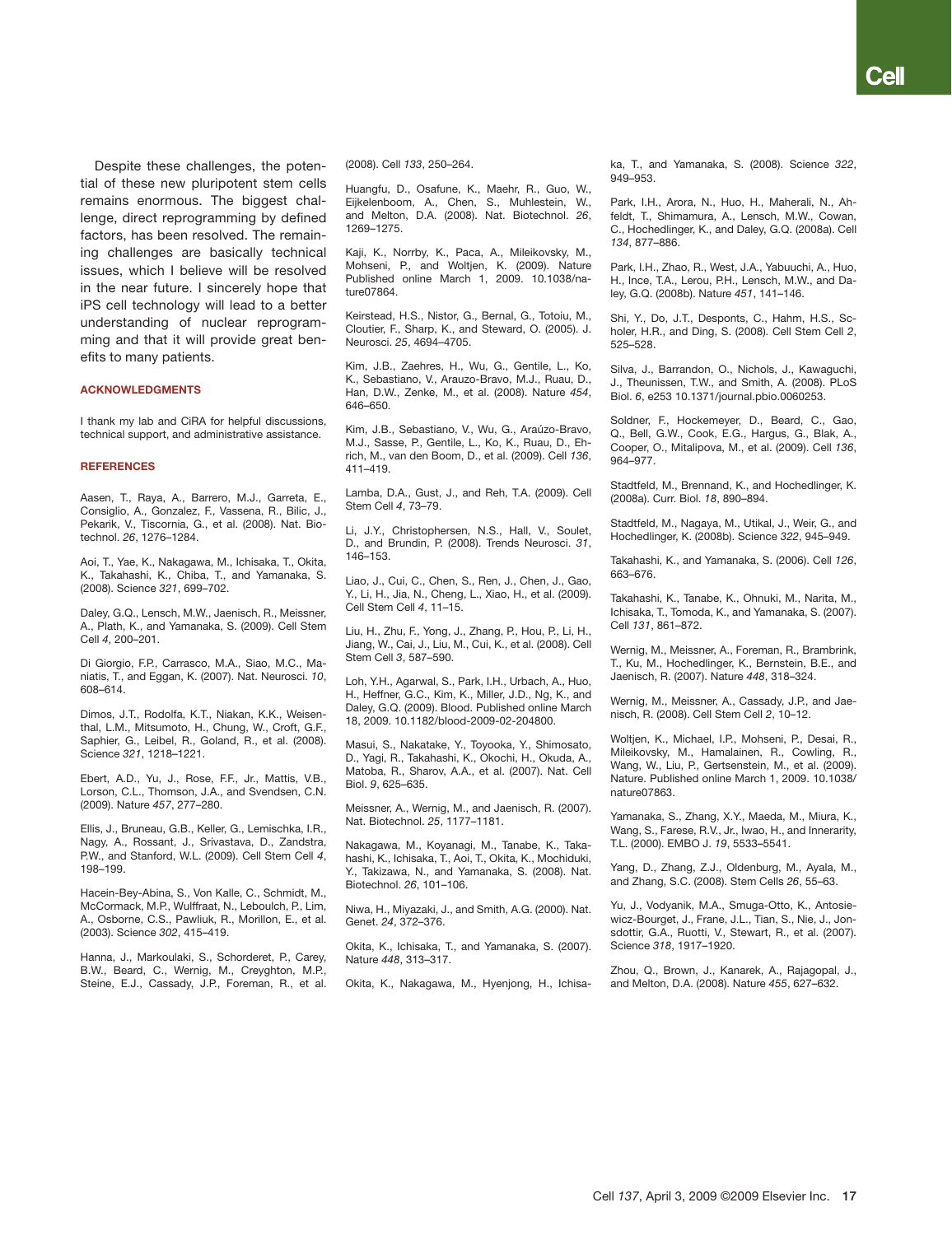Despite these challenges, the potential of these new pluripotent stem cells remains enormous. The biggest challenge, direct reprogramming by defined factors, has been resolved. The remaining challenges are basically technical issues, which I believe will be resolved in the near future. I sincerely hope that iPS cell technology will lead to a better understanding of nuclear reprogramming and that it will provide great benefits to many patients.

## ACKNOWLEDGMENTS

I thank my lab and CiRA for helpful discussions, technical support, and administrative assistance.

## REFERENCES

Aasen, T., Raya, A., Barrero, M.J., Garreta, E., Consiglio, A., Gonzalez, F., Vassena, R., Bilic, J., Pekarik, V., Tiscornia, G., et al. (2008). Nat. Biotechnol. *26*, 1276–1284.

Aoi, T., Yae, K., Nakagawa, M., Ichisaka, T., Okita, K., Takahashi, K., Chiba, T., and Yamanaka, S. (2008). Science *321*, 699–702.

Daley, G.Q., Lensch, M.W., Jaenisch, R., Meissner, A., Plath, K., and Yamanaka, S. (2009). Cell Stem Cell *4*, 200–201.

Di Giorgio, F.P., Carrasco, M.A., Siao, M.C., Maniatis, T., and Eggan, K. (2007). Nat. Neurosci. *10*, 608–614.

Dimos, J.T., Rodolfa, K.T., Niakan, K.K., Weisenthal, L.M., Mitsumoto, H., Chung, W., Croft, G.F., Saphier, G., Leibel, R., Goland, R., et al. (2008). Science *321*, 1218–1221.

Ebert, A.D., Yu, J., Rose, F.F., Jr., Mattis, V.B., Lorson, C.L., Thomson, J.A., and Svendsen, C.N. (2009). Nature *457*, 277–280.

Ellis, J., Bruneau, G.B., Keller, G., Lemischka, I.R., Nagy, A., Rossant, J., Srivastava, D., Zandstra, P.W., and Stanford, W.L. (2009). Cell Stem Cell *4*, 198–199.

Hacein-Bey-Abina, S., Von Kalle, C., Schmidt, M., McCormack, M.P., Wulffraat, N., Leboulch, P., Lim, A., Osborne, C.S., Pawliuk, R., Morillon, E., et al. (2003). Science *302*, 415–419.

Hanna, J., Markoulaki, S., Schorderet, P., Carey, B.W., Beard, C., Wernig, M., Creyghton, M.P., Steine, E.J., Cassady, J.P., Foreman, R., et al. (2008). Cell *133*, 250–264.

Huangfu, D., Osafune, K., Maehr, R., Guo, W., Eijkelenboom, A., Chen, S., Muhlestein, W., and Melton, D.A. (2008). Nat. Biotechnol. *26*, 1269–1275.

Kaji, K., Norrby, K., Paca, A., Mileikovsky, M., Mohseni, P., and Woltjen, K. (2009). Nature Published online March 1, 2009. 10.1038/nature07864.

Keirstead, H.S., Nistor, G., Bernal, G., Totoiu, M., Cloutier, F., Sharp, K., and Steward, O. (2005). J. Neurosci. *25*, 4694–4705.

Kim, J.B., Zaehres, H., Wu, G., Gentile, L., Ko, K., Sebastiano, V., Arauzo-Bravo, M.J., Ruau, D., Han, D.W., Zenke, M., et al. (2008). Nature *454*, 646–650.

Kim, J.B., Sebastiano, V., Wu, G., Araúzo-Bravo, M.J., Sasse, P., Gentile, L., Ko, K., Ruau, D., Ehrich, M., van den Boom, D., et al. (2009). Cell *136*, 411–419.

Lamba, D.A., Gust, J., and Reh, T.A. (2009). Cell Stem Cell *4*, 73–79.

Li, J.Y., Christophersen, N.S., Hall, V., Soulet, D., and Brundin, P. (2008). Trends Neurosci. *31*, 146–153.

Liao, J., Cui, C., Chen, S., Ren, J., Chen, J., Gao, Y., Li, H., Jia, N., Cheng, L., Xiao, H., et al. (2009). Cell Stem Cell *4*, 11–15.

Liu, H., Zhu, F., Yong, J., Zhang, P., Hou, P., Li, H., Jiang, W., Cai, J., Liu, M., Cui, K., et al. (2008). Cell Stem Cell *3*, 587–590.

Loh, Y.H., Agarwal, S., Park, I.H., Urbach, A., Huo, H., Heffner, G.C., Kim, K., Miller, J.D., Ng, K., and Daley, G.Q. (2009). Blood. Published online March 18, 2009. 10.1182/blood-2009-02-204800.

Masui, S., Nakatake, Y., Toyooka, Y., Shimosato, D., Yagi, R., Takahashi, K., Okochi, H., Okuda, A., Matoba, R., Sharov, A.A., et al. (2007). Nat. Cell Biol. *9*, 625–635.

Meissner, A., Wernig, M., and Jaenisch, R. (2007). Nat. Biotechnol. *25*, 1177–1181.

Nakagawa, M., Koyanagi, M., Tanabe, K., Takahashi, K., Ichisaka, T., Aoi, T., Okita, K., Mochiduki, Y., Takizawa, N., and Yamanaka, S. (2008). Nat. Biotechnol. *26*, 101–106.

Niwa, H., Miyazaki, J., and Smith, A.G. (2000). Nat. Genet. *24*, 372–376.

Okita, K., Ichisaka, T., and Yamanaka, S. (2007). Nature *448*, 313–317.

Okita, K., Nakagawa, M., Hyenjong, H., Ichisaka, T., and Yamanaka, S. (2008). Science *322*, 949–953.

Park, I.H., Arora, N., Huo, H., Maherali, N., Ahfeldt, T., Shimamura, A., Lensch, M.W., Cowan, C., Hochedlinger, K., and Daley, G.Q. (2008a). Cell *134*, 877–886.

Park, I.H., Zhao, R., West, J.A., Yabuuchi, A., Huo, H., Ince, T.A., Lerou, P.H., Lensch, M.W., and Daley, G.Q. (2008b). Nature *451*, 141–146.

Shi, Y., Do, J.T., Desponts, C., Hahm, H.S., Scholer, H.R., and Ding, S. (2008). Cell Stem Cell *2*, 525–528.

Silva, J., Barrandon, O., Nichols, J., Kawaguchi, J., Theunissen, T.W., and Smith, A. (2008). PLoS Biol. *6*, e253 10.1371/journal.pbio.0060253.

Soldner, F., Hockemeyer, D., Beard, C., Gao, Q., Bell, G.W., Cook, E.G., Hargus, G., Blak, A., Cooper, O., Mitalipova, M., et al. (2009). Cell *136*, 964–977.

Stadtfeld, M., Brennand, K., and Hochedlinger, K. (2008a). Curr. Biol. *18*, 890–894.

Stadtfeld, M., Nagaya, M., Utikal, J., Weir, G., and Hochedlinger, K. (2008b). Science *322*, 945–949.

Takahashi, K., and Yamanaka, S. (2006). Cell *126*, 663–676.

Takahashi, K., Tanabe, K., Ohnuki, M., Narita, M., Ichisaka, T., Tomoda, K., and Yamanaka, S. (2007). Cell *131*, 861–872.

Wernig, M., Meissner, A., Foreman, R., Brambrink, T., Ku, M., Hochedlinger, K., Bernstein, B.E., and Jaenisch, R. (2007). Nature *448*, 318–324.

Wernig, M., Meissner, A., Cassady, J.P., and Jaenisch, R. (2008). Cell Stem Cell *2*, 10–12.

Woltjen, K., Michael, I.P., Mohseni, P., Desai, R., Mileikovsky, M., Hamalainen, R., Cowling, R., Wang, W., Liu, P., Gertsenstein, M., et al. (2009). Nature. Published online March 1, 2009. 10.1038/nature07863.

Yamanaka, S., Zhang, X.Y., Maeda, M., Miura, K., Wang, S., Farese, R.V., Jr., Iwao, H., and Innerarity, T.L. (2000). EMBO J. *19*, 5533–5541.

Yang, D., Zhang, Z.J., Oldenburg, M., Ayala, M., and Zhang, S.C. (2008). Stem Cells *26*, 55–63.

Yu, J., Vodyanik, M.A., Smuga-Otto, K., Antosiewicz-Bourget, J., Frane, J.L., Tian, S., Nie, J., Jonsdottir, G.A., Ruotti, V., Stewart, R., et al. (2007). Science *318*, 1917–1920.

Zhou, Q., Brown, J., Kanarek, A., Rajagopal, J., and Melton, D.A. (2008). Nature *455*, 627–632.